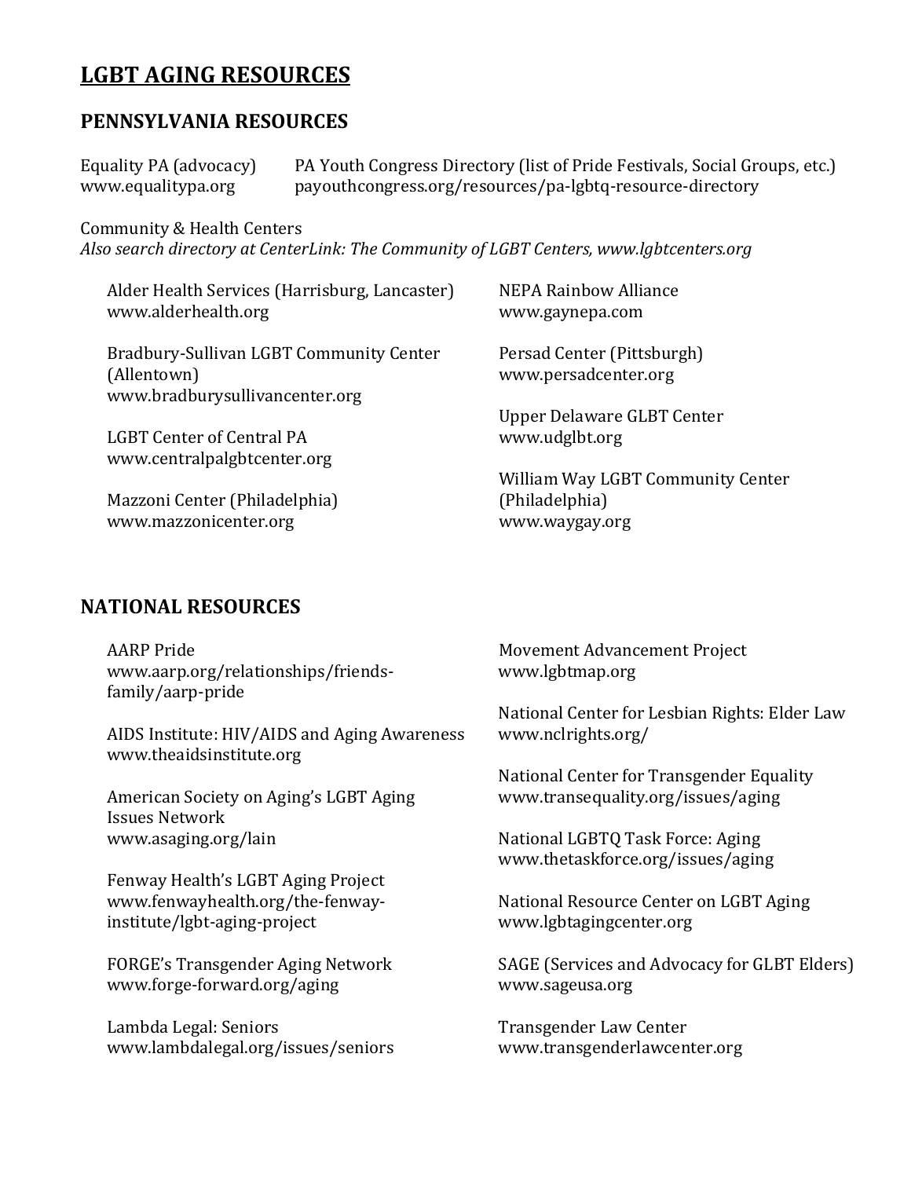# LGBT AGING RESOURCES

## PENNSYLVANIA RESOURCES

Equality PA (advocacy)
www.equalitypa.org

PA Youth Congress Directory (list of Pride Festivals, Social Groups, etc.)
payouthcongress.org/resources/pa-lgbtq-resource-directory

Community & Health Centers
*Also search directory at CenterLink: The Community of LGBT Centers, www.lgbtcenters.org*

Alder Health Services (Harrisburg, Lancaster)
www.alderhealth.org

Bradbury-Sullivan LGBT Community Center (Allentown)
www.bradburysullivancenter.org

LGBT Center of Central PA
www.centralpalgbtcenter.org

Mazzoni Center (Philadelphia)
www.mazzonicenter.org

NEPA Rainbow Alliance
www.gaynepa.com

Persad Center (Pittsburgh)
www.persadcenter.org

Upper Delaware GLBT Center
www.udglbt.org

William Way LGBT Community Center (Philadelphia)
www.waygay.org

## NATIONAL RESOURCES

AARP Pride
www.aarp.org/relationships/friends-family/aarp-pride

AIDS Institute: HIV/AIDS and Aging Awareness
www.theaidsinstitute.org

American Society on Aging's LGBT Aging Issues Network
www.asaging.org/lain

Fenway Health's LGBT Aging Project
www.fenwayhealth.org/the-fenway-institute/lgbt-aging-project

FORGE's Transgender Aging Network
www.forge-forward.org/aging

Lambda Legal: Seniors
www.lambdalegal.org/issues/seniors

Movement Advancement Project
www.lgbtmap.org

National Center for Lesbian Rights: Elder Law
www.nclrights.org/

National Center for Transgender Equality
www.transequality.org/issues/aging

National LGBTQ Task Force: Aging
www.thetaskforce.org/issues/aging

National Resource Center on LGBT Aging
www.lgbtagingcenter.org

SAGE (Services and Advocacy for GLBT Elders)
www.sageusa.org

Transgender Law Center
www.transgenderlawcenter.org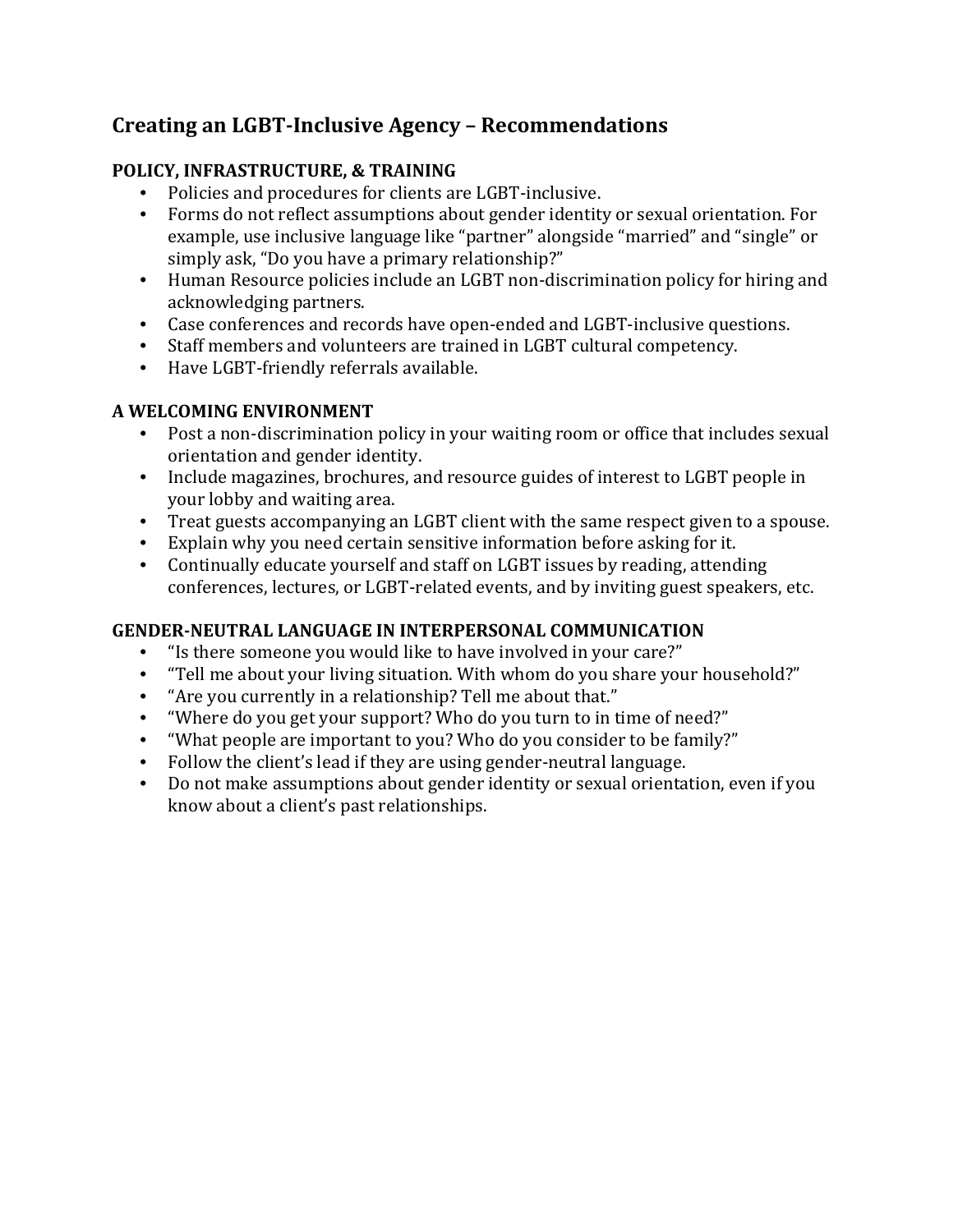## Creating an LGBT-Inclusive Agency – Recommendations

**POLICY, INFRASTRUCTURE, & TRAINING**

- Policies and procedures for clients are LGBT-inclusive.
- Forms do not reflect assumptions about gender identity or sexual orientation. For example, use inclusive language like "partner" alongside "married" and "single" or simply ask, "Do you have a primary relationship?"
- Human Resource policies include an LGBT non-discrimination policy for hiring and acknowledging partners.
- Case conferences and records have open-ended and LGBT-inclusive questions.
- Staff members and volunteers are trained in LGBT cultural competency.
- Have LGBT-friendly referrals available.

**A WELCOMING ENVIRONMENT**

- Post a non-discrimination policy in your waiting room or office that includes sexual orientation and gender identity.
- Include magazines, brochures, and resource guides of interest to LGBT people in your lobby and waiting area.
- Treat guests accompanying an LGBT client with the same respect given to a spouse.
- Explain why you need certain sensitive information before asking for it.
- Continually educate yourself and staff on LGBT issues by reading, attending conferences, lectures, or LGBT-related events, and by inviting guest speakers, etc.

**GENDER-NEUTRAL LANGUAGE IN INTERPERSONAL COMMUNICATION**

- "Is there someone you would like to have involved in your care?"
- "Tell me about your living situation. With whom do you share your household?"
- "Are you currently in a relationship? Tell me about that."
- "Where do you get your support? Who do you turn to in time of need?"
- "What people are important to you? Who do you consider to be family?"
- Follow the client's lead if they are using gender-neutral language.
- Do not make assumptions about gender identity or sexual orientation, even if you know about a client's past relationships.